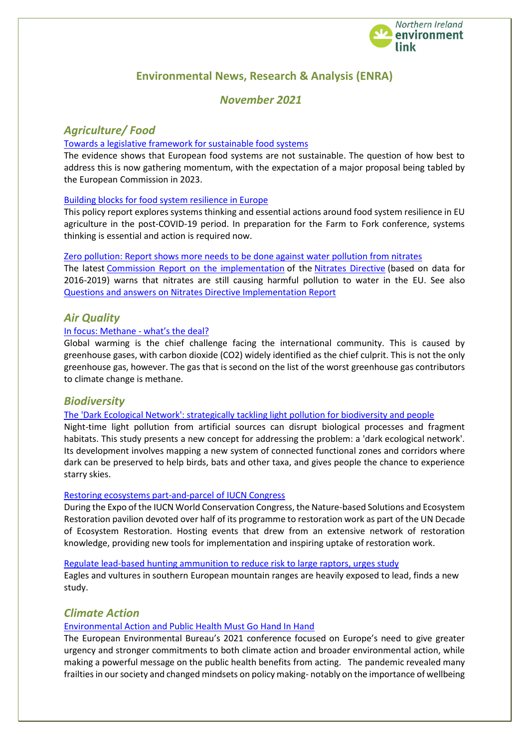Northern Ireland environment link

# Environmental News, Research & Analysis (ENRA)

## *November 2021*

## *Agriculture/ Food*

Towards a legislative framework for sustainable food systems

The evidence shows that European food systems are not sustainable. The question of how best to address this is now gathering momentum, with the expectation of a major proposal being tabled by the European Commission in 2023.

Building blocks for food system resilience in Europe

This policy report explores systems thinking and essential actions around food system resilience in EU agriculture in the post-COVID-19 period. In preparation for the Farm to Fork conference, systems thinking is essential and action is required now.

Zero pollution: Report shows more needs to be done against water pollution from nitrates

The latest Commission Report on the implementation of the Nitrates Directive (based on data for 2016-2019) warns that nitrates are still causing harmful pollution to water in the EU. See also Questions and answers on Nitrates Directive Implementation Report

## *Air Quality*

In focus: Methane - what's the deal?

Global warming is the chief challenge facing the international community. This is caused by greenhouse gases, with carbon dioxide (CO2) widely identified as the chief culprit. This is not the only greenhouse gas, however. The gas that is second on the list of the worst greenhouse gas contributors to climate change is methane.

## *Biodiversity*

The 'Dark Ecological Network': strategically tackling light pollution for biodiversity and people

Night-time light pollution from artificial sources can disrupt biological processes and fragment habitats. This study presents a new concept for addressing the problem: a 'dark ecological network'. Its development involves mapping a new system of connected functional zones and corridors where dark can be preserved to help birds, bats and other taxa, and gives people the chance to experience starry skies.

Restoring ecosystems part-and-parcel of IUCN Congress

During the Expo of the IUCN World Conservation Congress, the Nature-based Solutions and Ecosystem Restoration pavilion devoted over half of its programme to restoration work as part of the UN Decade of Ecosystem Restoration. Hosting events that drew from an extensive network of restoration knowledge, providing new tools for implementation and inspiring uptake of restoration work.

Regulate lead-based hunting ammunition to reduce risk to large raptors, urges study

Eagles and vultures in southern European mountain ranges are heavily exposed to lead, finds a new study.

## *Climate Action*

Environmental Action and Public Health Must Go Hand In Hand

The European Environmental Bureau's 2021 conference focused on Europe's need to give greater urgency and stronger commitments to both climate action and broader environmental action, while making a powerful message on the public health benefits from acting. The pandemic revealed many frailties in our society and changed mindsets on policy making- notably on the importance of wellbeing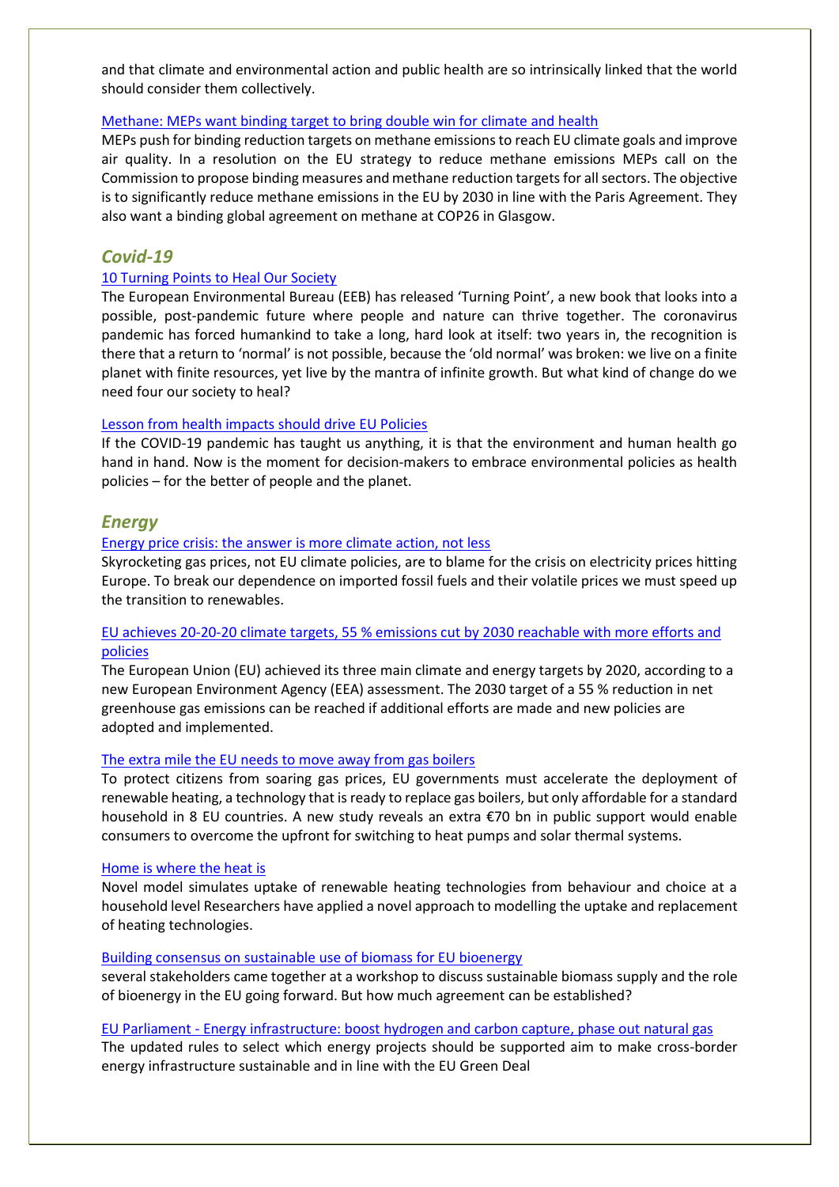and that climate and environmental action and public health are so intrinsically linked that the world should consider them collectively.

Methane: MEPs want binding target to bring double win for climate and health

MEPs push for binding reduction targets on methane emissions to reach EU climate goals and improve air quality. In a resolution on the EU strategy to reduce methane emissions MEPs call on the Commission to propose binding measures and methane reduction targets for all sectors. The objective is to significantly reduce methane emissions in the EU by 2030 in line with the Paris Agreement. They also want a binding global agreement on methane at COP26 in Glasgow.

## *Covid-19*

10 Turning Points to Heal Our Society

The European Environmental Bureau (EEB) has released 'Turning Point', a new book that looks into a possible, post-pandemic future where people and nature can thrive together. The coronavirus pandemic has forced humankind to take a long, hard look at itself: two years in, the recognition is there that a return to 'normal' is not possible, because the 'old normal' was broken: we live on a finite planet with finite resources, yet live by the mantra of infinite growth. But what kind of change do we need four our society to heal?

Lesson from health impacts should drive EU Policies

If the COVID-19 pandemic has taught us anything, it is that the environment and human health go hand in hand. Now is the moment for decision-makers to embrace environmental policies as health policies – for the better of people and the planet.

## *Energy*

Energy price crisis: the answer is more climate action, not less

Skyrocketing gas prices, not EU climate policies, are to blame for the crisis on electricity prices hitting Europe. To break our dependence on imported fossil fuels and their volatile prices we must speed up the transition to renewables.

EU achieves 20-20-20 climate targets, 55 % emissions cut by 2030 reachable with more efforts and policies

The European Union (EU) achieved its three main climate and energy targets by 2020, according to a new European Environment Agency (EEA) assessment. The 2030 target of a 55 % reduction in net greenhouse gas emissions can be reached if additional efforts are made and new policies are adopted and implemented.

The extra mile the EU needs to move away from gas boilers

To protect citizens from soaring gas prices, EU governments must accelerate the deployment of renewable heating, a technology that is ready to replace gas boilers, but only affordable for a standard household in 8 EU countries. A new study reveals an extra €70 bn in public support would enable consumers to overcome the upfront for switching to heat pumps and solar thermal systems.

Home is where the heat is

Novel model simulates uptake of renewable heating technologies from behaviour and choice at a household level Researchers have applied a novel approach to modelling the uptake and replacement of heating technologies.

Building consensus on sustainable use of biomass for EU bioenergy

several stakeholders came together at a workshop to discuss sustainable biomass supply and the role of bioenergy in the EU going forward. But how much agreement can be established?

EU Parliament - Energy infrastructure: boost hydrogen and carbon capture, phase out natural gas

The updated rules to select which energy projects should be supported aim to make cross-border energy infrastructure sustainable and in line with the EU Green Deal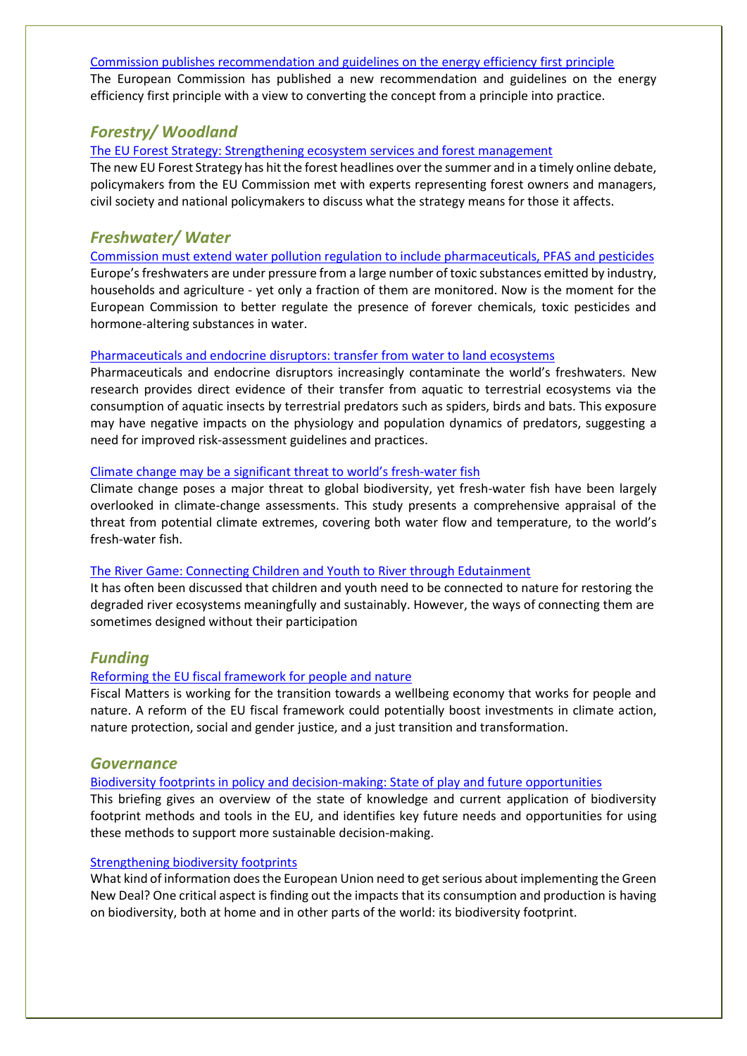[Commission publishes recommendation and guidelines on the energy efficiency first principle]

The European Commission has published a new recommendation and guidelines on the energy efficiency first principle with a view to converting the concept from a principle into practice.

## *Forestry/ Woodland*

[The EU Forest Strategy: Strengthening ecosystem services and forest management]

The new EU Forest Strategy has hit the forest headlines over the summer and in a timely online debate, policymakers from the EU Commission met with experts representing forest owners and managers, civil society and national policymakers to discuss what the strategy means for those it affects.

## *Freshwater/ Water*

[Commission must extend water pollution regulation to include pharmaceuticals, PFAS and pesticides]

Europe's freshwaters are under pressure from a large number of toxic substances emitted by industry, households and agriculture - yet only a fraction of them are monitored. Now is the moment for the European Commission to better regulate the presence of forever chemicals, toxic pesticides and hormone-altering substances in water.

[Pharmaceuticals and endocrine disruptors: transfer from water to land ecosystems]

Pharmaceuticals and endocrine disruptors increasingly contaminate the world's freshwaters. New research provides direct evidence of their transfer from aquatic to terrestrial ecosystems via the consumption of aquatic insects by terrestrial predators such as spiders, birds and bats. This exposure may have negative impacts on the physiology and population dynamics of predators, suggesting a need for improved risk-assessment guidelines and practices.

[Climate change may be a significant threat to world's fresh-water fish]

Climate change poses a major threat to global biodiversity, yet fresh-water fish have been largely overlooked in climate-change assessments. This study presents a comprehensive appraisal of the threat from potential climate extremes, covering both water flow and temperature, to the world's fresh-water fish.

[The River Game: Connecting Children and Youth to River through Edutainment]

It has often been discussed that children and youth need to be connected to nature for restoring the degraded river ecosystems meaningfully and sustainably. However, the ways of connecting them are sometimes designed without their participation

## *Funding*

[Reforming the EU fiscal framework for people and nature]

Fiscal Matters is working for the transition towards a wellbeing economy that works for people and nature. A reform of the EU fiscal framework could potentially boost investments in climate action, nature protection, social and gender justice, and a just transition and transformation.

## *Governance*

[Biodiversity footprints in policy and decision-making: State of play and future opportunities]

This briefing gives an overview of the state of knowledge and current application of biodiversity footprint methods and tools in the EU, and identifies key future needs and opportunities for using these methods to support more sustainable decision-making.

[Strengthening biodiversity footprints]

What kind of information does the European Union need to get serious about implementing the Green New Deal? One critical aspect is finding out the impacts that its consumption and production is having on biodiversity, both at home and in other parts of the world: its biodiversity footprint.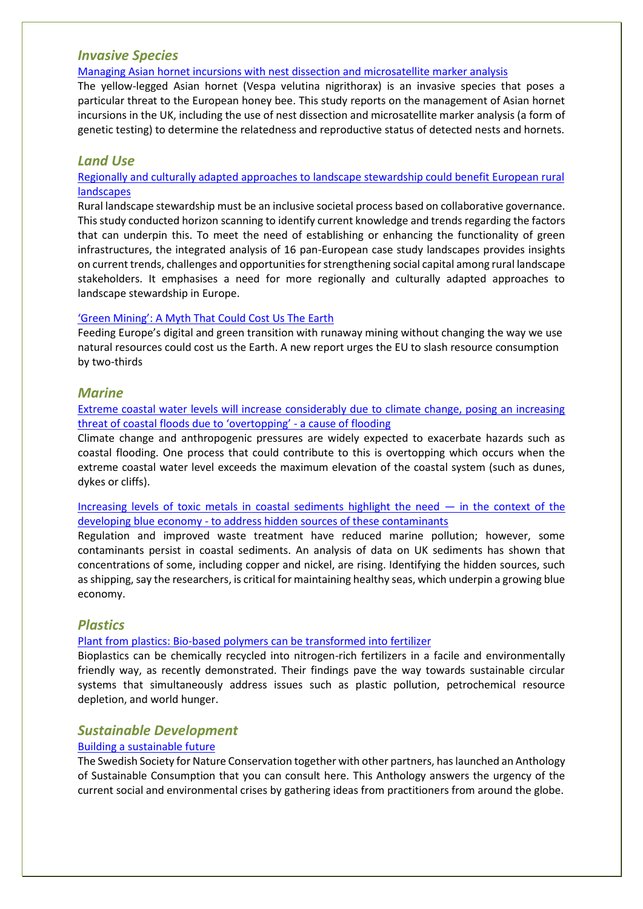## *Invasive Species*

[Managing Asian hornet incursions with nest dissection and microsatellite marker analysis]

The yellow-legged Asian hornet (Vespa velutina nigrithorax) is an invasive species that poses a particular threat to the European honey bee. This study reports on the management of Asian hornet incursions in the UK, including the use of nest dissection and microsatellite marker analysis (a form of genetic testing) to determine the relatedness and reproductive status of detected nests and hornets.

## *Land Use*

[Regionally and culturally adapted approaches to landscape stewardship could benefit European rural landscapes]

Rural landscape stewardship must be an inclusive societal process based on collaborative governance. This study conducted horizon scanning to identify current knowledge and trends regarding the factors that can underpin this. To meet the need of establishing or enhancing the functionality of green infrastructures, the integrated analysis of 16 pan-European case study landscapes provides insights on current trends, challenges and opportunities for strengthening social capital among rural landscape stakeholders. It emphasises a need for more regionally and culturally adapted approaches to landscape stewardship in Europe.

['Green Mining': A Myth That Could Cost Us The Earth]

Feeding Europe's digital and green transition with runaway mining without changing the way we use natural resources could cost us the Earth. A new report urges the EU to slash resource consumption by two-thirds

## *Marine*

[Extreme coastal water levels will increase considerably due to climate change, posing an increasing threat of coastal floods due to 'overtopping' - a cause of flooding]

Climate change and anthropogenic pressures are widely expected to exacerbate hazards such as coastal flooding. One process that could contribute to this is overtopping which occurs when the extreme coastal water level exceeds the maximum elevation of the coastal system (such as dunes, dykes or cliffs).

[Increasing levels of toxic metals in coastal sediments highlight the need — in the context of the developing blue economy - to address hidden sources of these contaminants]

Regulation and improved waste treatment have reduced marine pollution; however, some contaminants persist in coastal sediments. An analysis of data on UK sediments has shown that concentrations of some, including copper and nickel, are rising. Identifying the hidden sources, such as shipping, say the researchers, is critical for maintaining healthy seas, which underpin a growing blue economy.

## *Plastics*

[Plant from plastics: Bio-based polymers can be transformed into fertilizer]

Bioplastics can be chemically recycled into nitrogen-rich fertilizers in a facile and environmentally friendly way, as recently demonstrated. Their findings pave the way towards sustainable circular systems that simultaneously address issues such as plastic pollution, petrochemical resource depletion, and world hunger.

## *Sustainable Development*

[Building a sustainable future]

The Swedish Society for Nature Conservation together with other partners, has launched an Anthology of Sustainable Consumption that you can consult here. This Anthology answers the urgency of the current social and environmental crises by gathering ideas from practitioners from around the globe.